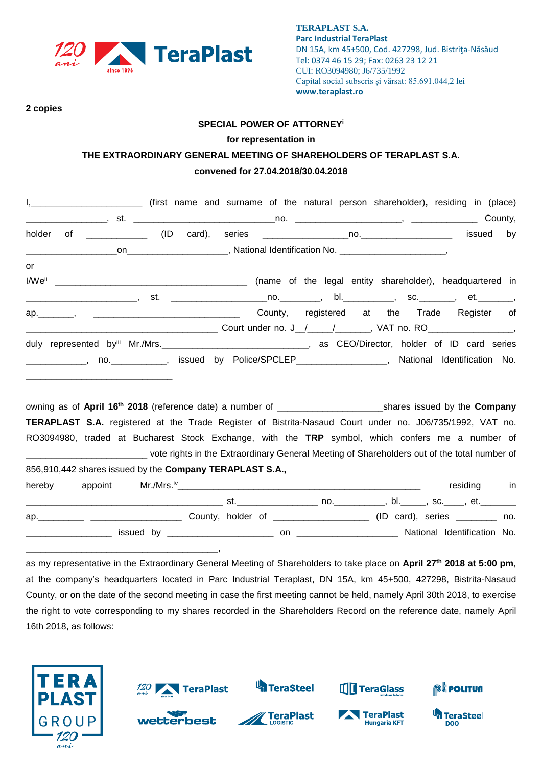TERAPLAST S.A.
Parc Industrial TeraPlast
DN 15A, km 45+500, Cod. 427298, Jud. Bistriţa-Năsăud
Tel: 0374 46 15 29; Fax: 0263 23 12 21
CUI: RO3094980; J6/735/1992
Capital social subscris și vărsat: 85.691.044,2 lei
www.teraplast.ro

**2 copies**

**SPECIAL POWER OF ATTORNEY**[i]

**for representation in**

**THE EXTRAORDINARY GENERAL MEETING OF SHAREHOLDERS OF TERAPLAST S.A.**

**convened for 27.04.2018/30.04.2018**

I,______________________ (first name and surname of the natural person shareholder)**,** residing in (place) _______________, st. ____________________________no. _____________________, _____________ County, holder of ____________ (ID card), series _________________no.__________________ issued by __________________on____________________, National Identification No. _____________________,

or

I/We[ii] _______________________________________ (name of the legal entity shareholder), headquartered in ______________________, st. ___________________no.________, bl.__________, sc._______, et._______, ap._______, ______________________________ County, registered at the Trade Register of ___________________________________ Court under no. J__/_____/_______, VAT no. RO_________________, duly represented by[iii] Mr./Mrs.______________________________, as CEO/Director, holder of ID card series ____________, no.___________, issued by Police/SPCLEP_________________, National Identification No. ______________________________

owning as of **April 16th 2018** (reference date) a number of ____________________shares issued by the **Company TERAPLAST S.A.** registered at the Trade Register of Bistrita-Nasaud Court under no. J06/735/1992, VAT no. RO3094980, traded at Bucharest Stock Exchange, with the **TRP** symbol, which confers me a number of _______________________ vote rights in the Extraordinary General Meeting of Shareholders out of the total number of 856,910,442 shares issued by the **Company TERAPLAST S.A.,**

hereby appoint Mr./Mrs.[iv]_______________________________________________ residing in ______________________________________ st._______________ no.__________, bl._____, sc.____, et._______ ap._________ _________________ County, holder of __________________ (ID card), series ________ no. ________________ issued by _____________________ on ____________________ National Identification No. _______________________________________,

as my representative in the Extraordinary General Meeting of Shareholders to take place on **April 27th 2018 at 5:00 pm**, at the company's headquarters located in Parc Industrial Teraplast, DN 15A, km 45+500, 427298, Bistrita-Nasaud County, or on the date of the second meeting in case the first meeting cannot be held, namely April 30th 2018, to exercise the right to vote corresponding to my shares recorded in the Shareholders Record on the reference date, namely April 16th 2018, as follows: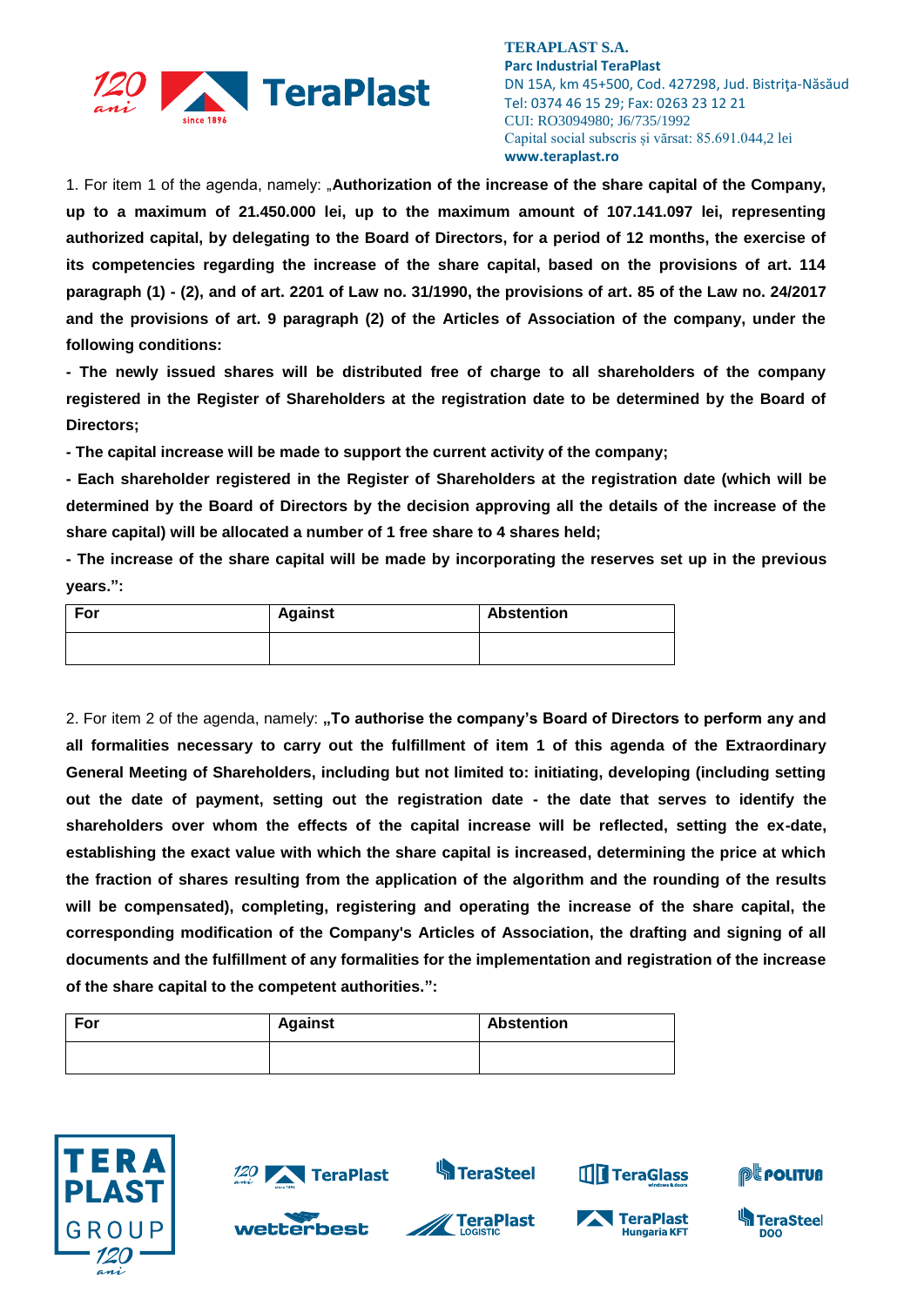1. For item 1 of the agenda, namely: „**Authorization of the increase of the share capital of the Company, up to a maximum of 21.450.000 lei, up to the maximum amount of 107.141.097 lei, representing authorized capital, by delegating to the Board of Directors, for a period of 12 months, the exercise of its competencies regarding the increase of the share capital, based on the provisions of art. 114 paragraph (1) - (2), and of art. 2201 of Law no. 31/1990, the provisions of art. 85 of the Law no. 24/2017 and the provisions of art. 9 paragraph (2) of the Articles of Association of the company, under the following conditions:**

**- The newly issued shares will be distributed free of charge to all shareholders of the company registered in the Register of Shareholders at the registration date to be determined by the Board of Directors;**

**- The capital increase will be made to support the current activity of the company;**

**- Each shareholder registered in the Register of Shareholders at the registration date (which will be determined by the Board of Directors by the decision approving all the details of the increase of the share capital) will be allocated a number of 1 free share to 4 shares held;**

**- The increase of the share capital will be made by incorporating the reserves set up in the previous years.":**

| For | Against | Abstention |
|---|---|---|
| | | |

2. For item 2 of the agenda, namely: **„To authorise the company's Board of Directors to perform any and all formalities necessary to carry out the fulfillment of item 1 of this agenda of the Extraordinary General Meeting of Shareholders, including but not limited to: initiating, developing (including setting out the date of payment, setting out the registration date - the date that serves to identify the shareholders over whom the effects of the capital increase will be reflected, setting the ex-date, establishing the exact value with which the share capital is increased, determining the price at which the fraction of shares resulting from the application of the algorithm and the rounding of the results will be compensated), completing, registering and operating the increase of the share capital, the corresponding modification of the Company's Articles of Association, the drafting and signing of all documents and the fulfillment of any formalities for the implementation and registration of the increase of the share capital to the competent authorities.":**

| For | Against | Abstention |
|---|---|---|
| | | |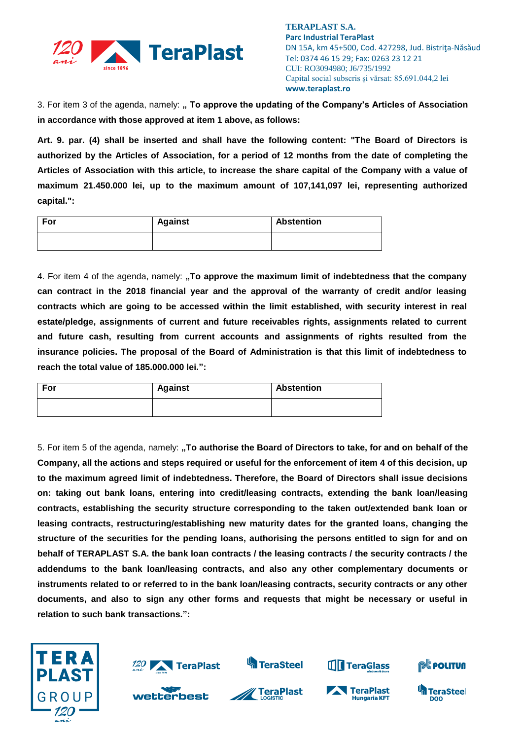3. For item 3 of the agenda, namely: „ **To approve the updating of the Company's Articles of Association in accordance with those approved at item 1 above, as follows:**

**Art. 9. par. (4) shall be inserted and shall have the following content: "The Board of Directors is authorized by the Articles of Association, for a period of 12 months from the date of completing the Articles of Association with this article, to increase the share capital of the Company with a value of maximum 21.450.000 lei, up to the maximum amount of 107,141,097 lei, representing authorized capital.":**

| For | Against | Abstention |
| --- | --- | --- |
| | | |

4. For item 4 of the agenda, namely: **„To approve the maximum limit of indebtedness that the company can contract in the 2018 financial year and the approval of the warranty of credit and/or leasing contracts which are going to be accessed within the limit established, with security interest in real estate/pledge, assignments of current and future receivables rights, assignments related to current and future cash, resulting from current accounts and assignments of rights resulted from the insurance policies. The proposal of the Board of Administration is that this limit of indebtedness to reach the total value of 185.000.000 lei.":**

| For | Against | Abstention |
| --- | --- | --- |
| | | |

5. For item 5 of the agenda, namely: **„To authorise the Board of Directors to take, for and on behalf of the Company, all the actions and steps required or useful for the enforcement of item 4 of this decision, up to the maximum agreed limit of indebtedness. Therefore, the Board of Directors shall issue decisions on: taking out bank loans, entering into credit/leasing contracts, extending the bank loan/leasing contracts, establishing the security structure corresponding to the taken out/extended bank loan or leasing contracts, restructuring/establishing new maturity dates for the granted loans, changing the structure of the securities for the pending loans, authorising the persons entitled to sign for and on behalf of TERAPLAST S.A. the bank loan contracts / the leasing contracts / the security contracts / the addendums to the bank loan/leasing contracts, and also any other complementary documents or instruments related to or referred to in the bank loan/leasing contracts, security contracts or any other documents, and also to sign any other forms and requests that might be necessary or useful in relation to such bank transactions.":**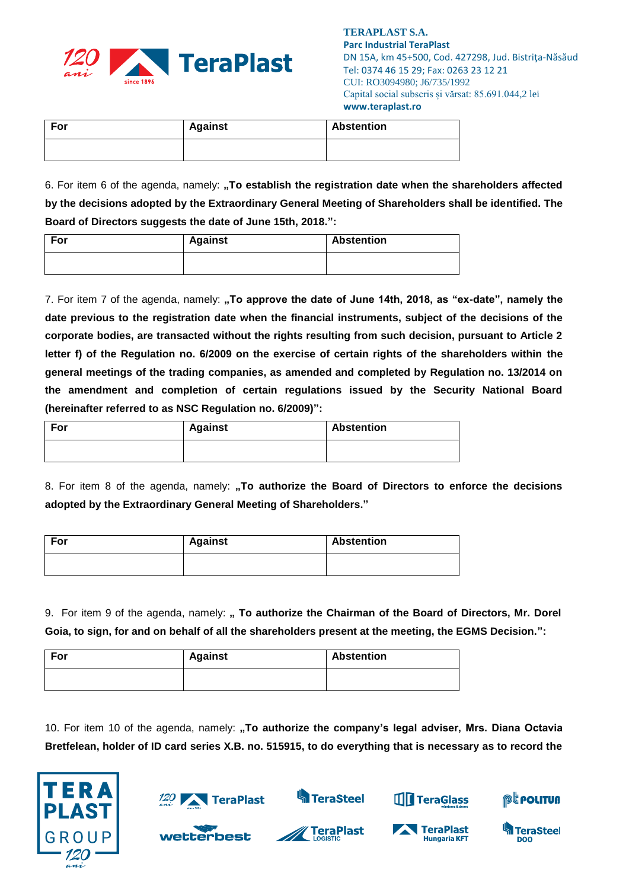| For | Against | Abstention |
| --- | --- | --- |
| | | |

6. For item 6 of the agenda, namely: **„To establish the registration date when the shareholders affected by the decisions adopted by the Extraordinary General Meeting of Shareholders shall be identified. The Board of Directors suggests the date of June 15th, 2018.":**

| For | Against | Abstention |
| --- | --- | --- |
| | | |

7. For item 7 of the agenda, namely: **„To approve the date of June 14th, 2018, as "ex-date", namely the date previous to the registration date when the financial instruments, subject of the decisions of the corporate bodies, are transacted without the rights resulting from such decision, pursuant to Article 2 letter f) of the Regulation no. 6/2009 on the exercise of certain rights of the shareholders within the general meetings of the trading companies, as amended and completed by Regulation no. 13/2014 on the amendment and completion of certain regulations issued by the Security National Board (hereinafter referred to as NSC Regulation no. 6/2009)":**

| For | Against | Abstention |
| --- | --- | --- |
| | | |

8. For item 8 of the agenda, namely: **„To authorize the Board of Directors to enforce the decisions adopted by the Extraordinary General Meeting of Shareholders."**

| For | Against | Abstention |
| --- | --- | --- |
| | | |

9. For item 9 of the agenda, namely: **„ To authorize the Chairman of the Board of Directors, Mr. Dorel Goia, to sign, for and on behalf of all the shareholders present at the meeting, the EGMS Decision.":**

| For | Against | Abstention |
| --- | --- | --- |
| | | |

10. For item 10 of the agenda, namely: **„To authorize the company's legal adviser, Mrs. Diana Octavia Bretfelean, holder of ID card series X.B. no. 515915, to do everything that is necessary as to record the**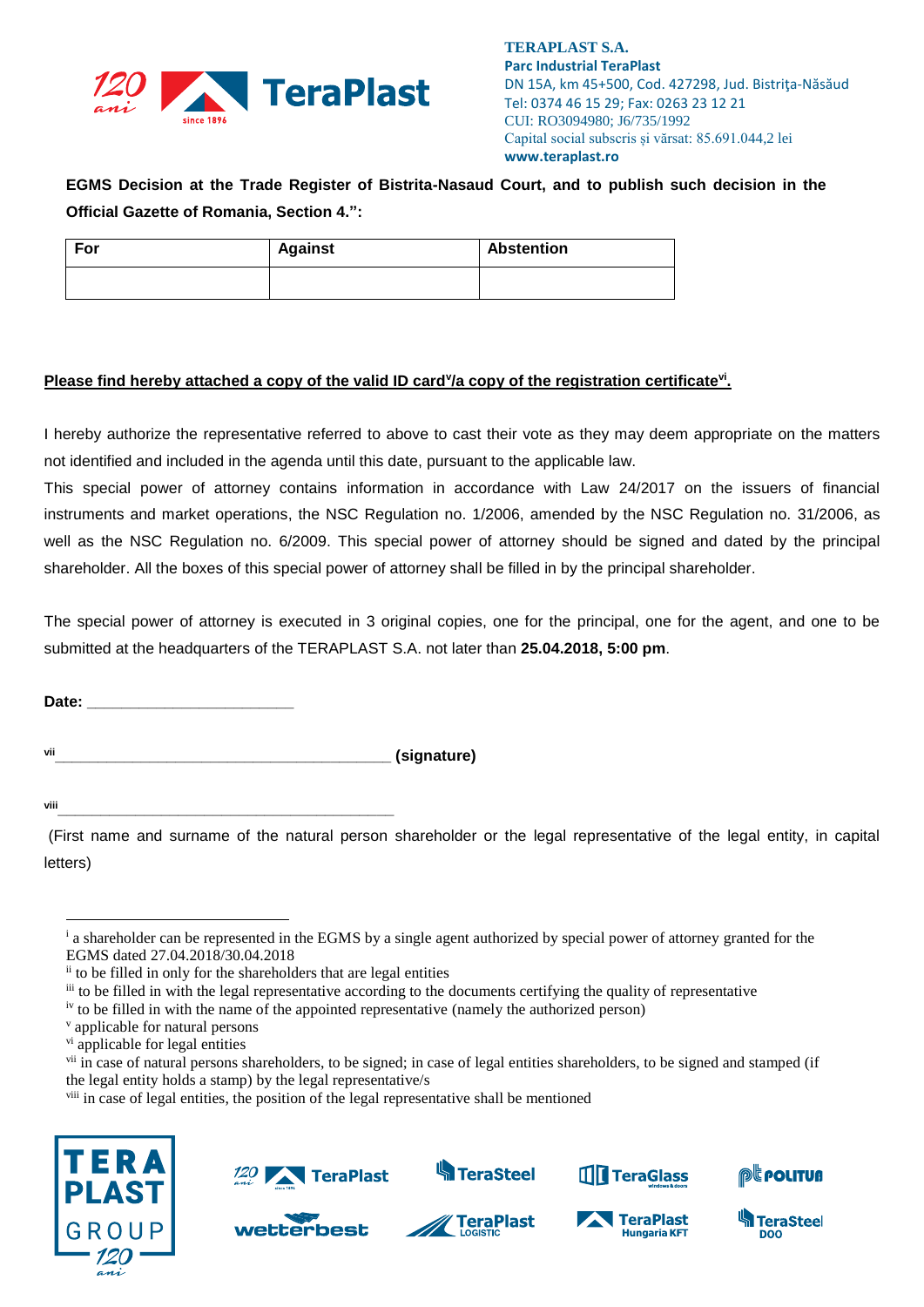**EGMS Decision at the Trade Register of Bistrita-Nasaud Court, and to publish such decision in the Official Gazette of Romania, Section 4.":**

| For | Against | Abstention |
| --- | --- | --- |
| | | |

<u>**Please find hereby attached a copy of the valid ID card[v]/a copy of the registration certificate[vi].**</u>

I hereby authorize the representative referred to above to cast their vote as they may deem appropriate on the matters not identified and included in the agenda until this date, pursuant to the applicable law.

This special power of attorney contains information in accordance with Law 24/2017 on the issuers of financial instruments and market operations, the NSC Regulation no. 1/2006, amended by the NSC Regulation no. 31/2006, as well as the NSC Regulation no. 6/2009. This special power of attorney should be signed and dated by the principal shareholder. All the boxes of this special power of attorney shall be filled in by the principal shareholder.

The special power of attorney is executed in 3 original copies, one for the principal, one for the agent, and one to be submitted at the headquarters of the TERAPLAST S.A. not later than **25.04.2018, 5:00 pm**.

**Date: ________________________**

[vii]_______________________________________ **(signature)**

[viii]_______________________________________

(First name and surname of the natural person shareholder or the legal representative of the legal entity, in capital letters)

---

[i] a shareholder can be represented in the EGMS by a single agent authorized by special power of attorney granted for the EGMS dated 27.04.2018/30.04.2018

[ii] to be filled in only for the shareholders that are legal entities

[iii] to be filled in with the legal representative according to the documents certifying the quality of representative

[iv] to be filled in with the name of the appointed representative (namely the authorized person)

[v] applicable for natural persons

[vi] applicable for legal entities

[vii] in case of natural persons shareholders, to be signed; in case of legal entities shareholders, to be signed and stamped (if the legal entity holds a stamp) by the legal representative/s

[viii] in case of legal entities, the position of the legal representative shall be mentioned